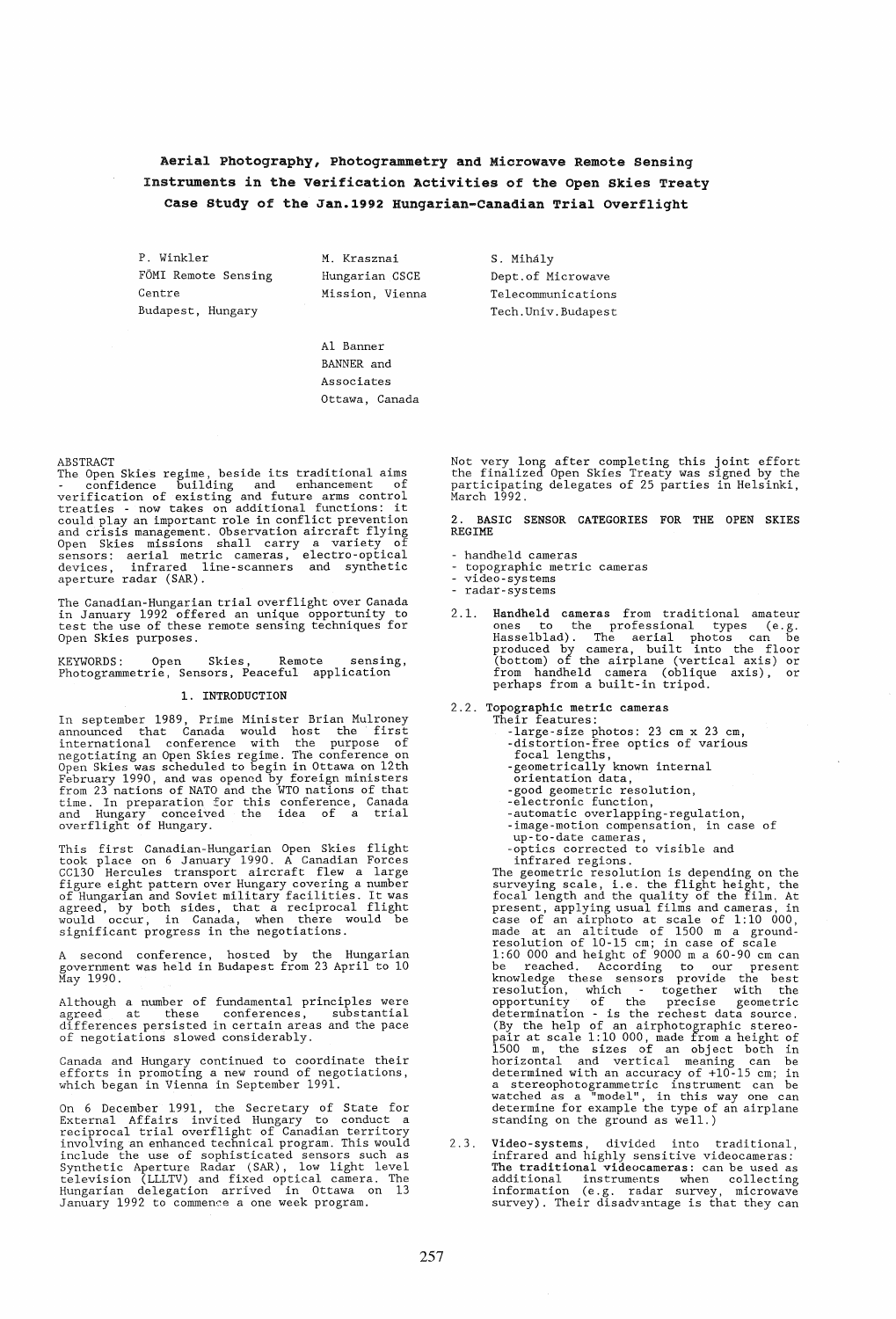# Aerial Photography, Photogrammetry and Microwave Remote Sensing Instruments in the Verification Activities of the Open Skies Treaty Case Study of the Jan.1992 Hungarian-Canadian Trial Overflight

P. Winkler
FÖMI Remote Sensing Centre
Budapest, Hungary

M. Krasznai
Hungarian CSCE Mission, Vienna

S. Mihály
Dept.of Microwave Telecommunications
Tech.Univ.Budapest

Al Banner
BANNER and Associates
Ottawa, Canada

ABSTRACT

The Open Skies regime, beside its traditional aims - confidence building and enhancement of verification of existing and future arms control treaties - now takes on additional functions: it could play an important role in conflict prevention and crisis management. Observation aircraft flying Open Skies missions shall carry a variety of sensors: aerial metric cameras, electro-optical devices, infrared line-scanners and synthetic aperture radar (SAR).

The Canadian-Hungarian trial overflight over Canada in January 1992 offered an unique opportunity to test the use of these remote sensing techniques for Open Skies purposes.

KEYWORDS: Open Skies, Remote sensing, Photogrammetrie, Sensors, Peaceful application

## 1. INTRODUCTION

In september 1989, Prime Minister Brian Mulroney announced that Canada would host the first international conference with the purpose of negotiating an Open Skies regime. The conference on Open Skies was scheduled to begin in Ottawa on 12th February 1990, and was opened by foreign ministers from 23 nations of NATO and the WTO nations of that time. In preparation for this conference, Canada and Hungary conceived the idea of a trial overflight of Hungary.

This first Canadian-Hungarian Open Skies flight took place on 6 January 1990. A Canadian Forces CC130 Hercules transport aircraft flew a large figure eight pattern over Hungary covering a number of Hungarian and Soviet military facilities. It was agreed, by both sides, that a reciprocal flight would occur, in Canada, when there would be significant progress in the negotiations.

A second conference, hosted by the Hungarian government was held in Budapest from 23 April to 10 May 1990.

Although a number of fundamental principles were agreed at these conferences, substantial differences persisted in certain areas and the pace of negotiations slowed considerably.

Canada and Hungary continued to coordinate their efforts in promoting a new round of negotiations, which began in Vienna in September 1991.

On 6 December 1991, the Secretary of State for External Affairs invited Hungary to conduct a reciprocal trial overflight of Canadian territory involving an enhanced technical program. This would include the use of sophisticated sensors such as Synthetic Aperture Radar (SAR), low light level television (LLLTV) and fixed optical camera. The Hungarian delegation arrived in Ottawa on 13 January 1992 to commence a one week program.

Not very long after completing this joint effort the finalized Open Skies Treaty was signed by the participating delegates of 25 parties in Helsinki, March 1992.

## 2. BASIC SENSOR CATEGORIES FOR THE OPEN SKIES REGIME

- handheld cameras
- topographic metric cameras
- video-systems
- radar-systems

2.1. **Handheld cameras** from traditional amateur ones to the professional types (e.g. Hasselblad). The aerial photos can be produced by camera, built into the floor (bottom) of the airplane (vertical axis) or from handheld camera (oblique axis), or perhaps from a built-in tripod.

2.2. **Topographic metric cameras**

Their features:

- large-size photos: 23 cm x 23 cm,
- distortion-free optics of various focal lengths,
- geometrically known internal orientation data,
- good geometric resolution,
- electronic function,
- automatic overlapping-regulation,
- image-motion compensation, in case of up-to-date cameras,
- optics corrected to visible and infrared regions.

The geometric resolution is depending on the surveying scale, i.e. the flight height, the focal length and the quality of the film. At present, applying usual films and cameras, in case of an airphoto at scale of 1:10 000, made at an altitude of 1500 m a ground-resolution of 10-15 cm; in case of scale 1:60 000 and height of 9000 m a 60-90 cm can be reached. According to our present knowledge these sensors provide the best resolution, which - together with the opportunity of the precise geometric determination - is the rechest data source. (By the help of an airphotographic stereo-pair at scale 1:10 000, made from a height of 1500 m, the sizes of an object both in horizontal and vertical meaning can be determined with an accuracy of +10-15 cm; in a stereophotogrammetric instrument can be watched as a "model", in this way one can determine for example the type of an airplane standing on the ground as well.)

2.3. **Video-systems**, divided into traditional, infrared and highly sensitive videocameras: **The traditional videocameras:** can be used as additional instruments when collecting information (e.g. radar survey, microwave survey). Their disadvantage is that they can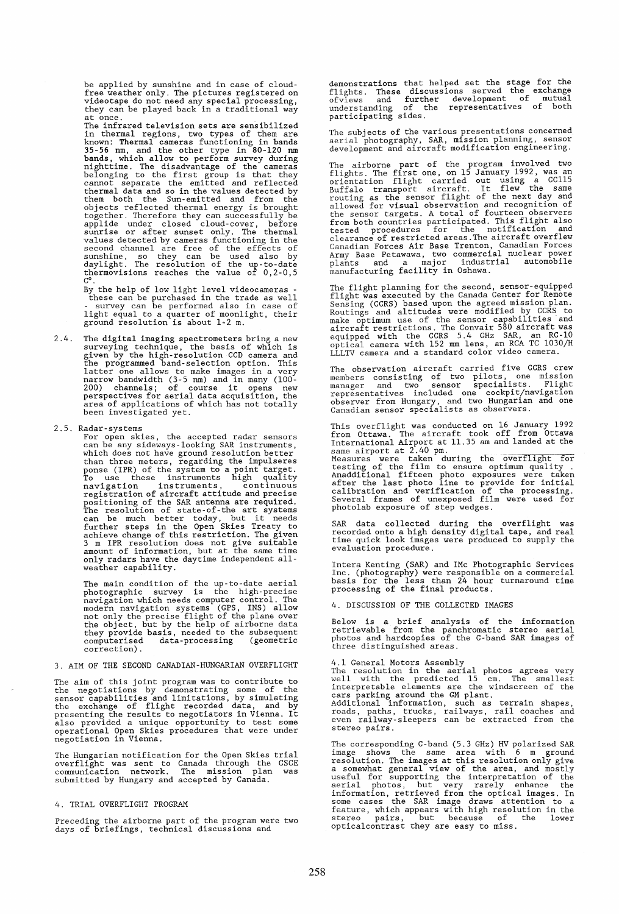be applied by sunshine and in case of cloud-free weather only. The pictures registered on videotape do not need any special processing, they can be played back in a traditional way at once.

The infrared television sets are sensibilized in thermal regions, two types of them are known: **Thermal cameras** functioning in **bands 35-56 nm**, and the other type in **80-120 nm bands**, which allow to perform survey during nighttime. The disadvantage of the cameras belonging to the first group is that they cannot separate the emitted and reflected thermal data and so in the values detected by them both the Sun-emitted and from the objects reflected thermal energy is brought together. Therefore they can successfully be applide under closed cloud-cover, before sunrise or after sunset only. The thermal values detected by cameras functioning in the second channel are free of the effects of sunshine, so they can be used also by daylight. The resolution of the up-to-date thermovisions reaches the value of 0,2-0,5 C°.

By the help of low light level videocameras - these can be purchased in the trade as well - survey can be performed also in case of light equal to a quarter of moonlight, their ground resolution is about 1-2 m.

2.4. The **digital imaging spectrometers** bring a new surveying technique, the basis of which is given by the high-resolution CCD camera and the programmed band-selection option. This latter one allows to make images in a very narrow bandwidth (3-5 nm) and in many (100-200) channels; of course it opens new perspectives for aerial data acquisition, the area of applications of which has not totally been investigated yet.

2.5. Radar-systems

For open skies, the accepted radar sensors can be any sideways-looking SAR instruments, which does not have ground resolution better than three meters, regarding the impulseres ponse (IPR) of the system to a point target. To use these instruments high quality navigation instruments, continuous registration of aircraft attitude and precise positioning of the SAR antenna are required. The resolution of state-of-the art systems can be much better today, but it needs further steps in the Open Skies Treaty to achieve change of this restriction. The given 3 m IPR resolution does not give suitable amount of information, but at the same time only radars have the daytime independent all-weather capability.

The main condition of the up-to-date aerial photographic survey is the high-precise navigation which needs computer control. The modern navigation systems (GPS, INS) allow not only the precise flight of the plane over the object, but by the help of airborne data they provide basis, needed to the subsequent computerised data-processing (geometric correction).

## 3. AIM OF THE SECOND CANADIAN-HUNGARIAN OVERFLIGHT

The aim of this joint program was to contribute to the negotiations by demonstrating some of the sensor capabilities and limitations, by simulating the exchange of flight recorded data, and by presenting the results to negotiators in Vienna. It also provided a unique opportunity to test some operational Open Skies procedures that were under negotiation in Vienna.

The Hungarian notification for the Open Skies trial overflight was sent to Canada through the CSCE communication network. The mission plan was submitted by Hungary and accepted by Canada.

## 4. TRIAL OVERFLIGHT PROGRAM

Preceding the airborne part of the program were two days of briefings, technical discussions and demonstrations that helped set the stage for the flights. These discussions served the exchange ofviews and further development of mutual understanding of the representatives of both participating sides.

The subjects of the various presentations concerned aerial photography, SAR, mission planning, sensor development and aircraft modification engineering.

The airborne part of the program involved two flights. The first one, on 15 January 1992, was an orientation flight carried out using a CC115 Buffalo transport aircraft. It flew the same routing as the sensor flight of the next day and allowed for visual observation and recognition of the sensor targets. A total of fourteen observers from both countries participated. This flight also tested procedures for the notification and clearance of restricted areas.The aircraft overflew Canadian Forces Air Base Trenton, Canadian Forces Army Base Petawawa, two commercial nuclear power plants and a major industrial automobile manufacturing facility in Oshawa.

The flight planning for the second, sensor-equipped flight was executed by the Canada Center for Remote Sensing (CCRS) based upon the agreed mission plan. Routings and altitudes were modified by CCRS to make optimum use of the sensor capabilities and aircraft restrictions. The Convair 580 aircraft was equipped with the CCRS 5.4 GHz SAR, an RC-10 optical camera with 152 mm lens, an RCA TC 1030/H LLLTV camera and a standard color video camera.

The observation aircraft carried five CCRS crew members consisting of two pilots, one mission manager and two sensor specialists. Flight representatives included one cockpit/navigation observer from Hungary, and two Hungarian and one Canadian sensor specialists as observers.

This overflight was conducted on 16 January 1992 from Ottawa. The aircraft took off from Ottawa International Airport at 11.35 am and landed at the same airport at 2.40 pm.

Measures were taken during the overflight for testing of the film to ensure optimum quality . Anadditional fifteen photo exposures were taken after the last photo line to provide for initial calibration and verification of the processing. Several frames of unexposed film were used for photolab exposure of step wedges.

SAR data collected during the overflight was recorded onto a high density digital tape, and real time quick look images were produced to supply the evaluation procedure.

Intera Kenting (SAR) and IMc Photographic Services Inc. (photography) were responsible on a commercial basis for the less than 24 hour turnaround time processing of the final products.

## 4. DISCUSSION OF THE COLLECTED IMAGES

Below is a brief analysis of the information retrievable from the panchromatic stereo aerial photos and hardcopies of the C-band SAR images of three distinguished areas.

### 4.1 General Motors Assembly

The resolution in the aerial photos agrees very well with the predicted 15 cm. The smallest interpretable elements are the windscreen of the cars parking around the GM plant.

Additional information, such as terrain shapes, roads, paths, trucks, railways, rail coaches and even railway-sleepers can be extracted from the stereo pairs.

The corresponding C-band (5.3 GHz) HV polarized SAR image shows the same area with 6 m ground resolution. The images at this resolution only give a somewhat general view of the area, and mostly useful for supporting the interpretation of the aerial photos, but very rarely enhance the information, retrieved from the optical images. In some cases the SAR image draws attention to a feature, which appears with high resolution in the stereo pairs, but because of the lower opticalcontrast they are easy to miss.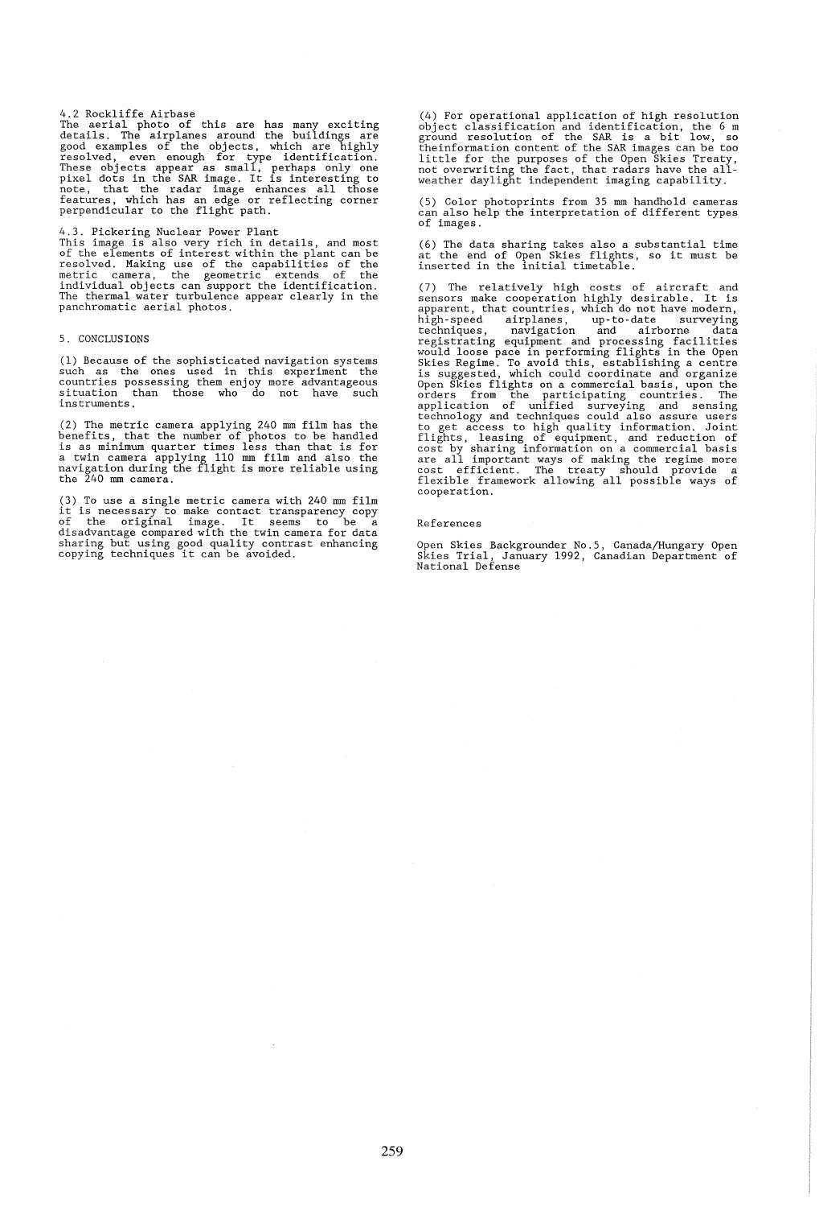### 4.2 Rockliffe Airbase

The aerial photo of this are has many exciting details. The airplanes around the buildings are good examples of the objects, which are highly resolved, even enough for type identification. These objects appear as small, perhaps only one pixel dots in the SAR image. It is interesting to note, that the radar image enhances all those features, which has an edge or reflecting corner perpendicular to the flight path.

### 4.3. Pickering Nuclear Power Plant

This image is also very rich in details, and most of the elements of interest within the plant can be resolved. Making use of the capabilities of the metric camera, the geometric extends of the individual objects can support the identification. The thermal water turbulence appear clearly in the panchromatic aerial photos.

## 5. CONCLUSIONS

(1) Because of the sophisticated navigation systems such as the ones used in this experiment the countries possessing them enjoy more advantageous situation than those who do not have such instruments.

(2) The metric camera applying 240 mm film has the benefits, that the number of photos to be handled is as minimum quarter times less than that is for a twin camera applying 110 mm film and also the navigation during the flight is more reliable using the 240 mm camera.

(3) To use a single metric camera with 240 mm film it is necessary to make contact transparency copy of the original image. It seems to be a disadvantage compared with the twin camera for data sharing but using good quality contrast enhancing copying techniques it can be avoided.

(4) For operational application of high resolution object classification and identification, the 6 m ground resolution of the SAR is a bit low, so theinformation content of the SAR images can be too little for the purposes of the Open Skies Treaty, not overwriting the fact, that radars have the all-weather daylight independent imaging capability.

(5) Color photoprints from 35 mm handhold cameras can also help the interpretation of different types of images.

(6) The data sharing takes also a substantial time at the end of Open Skies flights, so it must be inserted in the initial timetable.

(7) The relatively high costs of aircraft and sensors make cooperation highly desirable. It is apparent, that countries, which do not have modern, high-speed airplanes, up-to-date surveying techniques, navigation and airborne data registrating equipment and processing facilities would loose pace in performing flights in the Open Skies Regime. To avoid this, establishing a centre is suggested, which could coordinate and organize Open Skies flights on a commercial basis, upon the orders from the participating countries. The application of unified surveying and sensing technology and techniques could also assure users to get access to high quality information. Joint flights, leasing of equipment, and reduction of cost by sharing information on a commercial basis are all important ways of making the regime more cost efficient. The treaty should provide a flexible framework allowing all possible ways of cooperation.

## References

Open Skies Backgrounder No.5, Canada/Hungary Open Skies Trial, January 1992, Canadian Department of National Defense